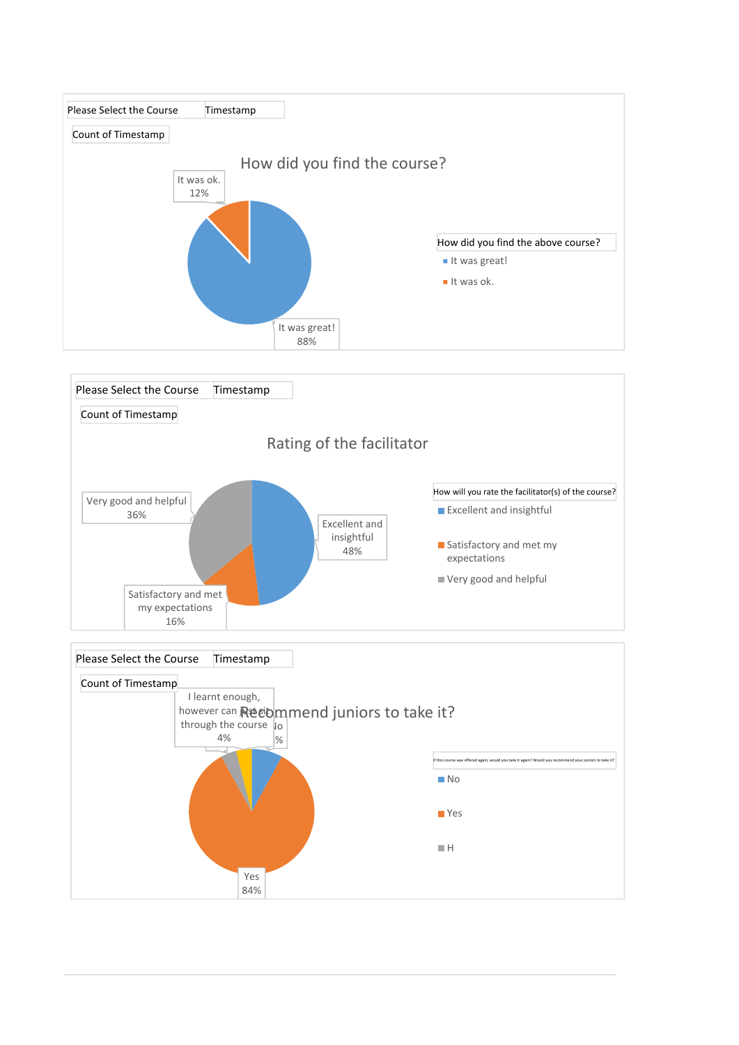Please Select the Course | Timestamp

Count of Timestamp

## How did you find the course?

It was ok.
12%

It was great!
88%

How did you find the above course?

- It was great!
- It was ok.

Please Select the Course | Timestamp

Count of Timestamp

## Rating of the facilitator

Very good and helpful
36%

Excellent and insightful
48%

Satisfactory and met my expectations
16%

How will you rate the facilitator(s) of the course?

- Excellent and insightful
- Satisfactory and met my expectations
- Very good and helpful

Please Select the Course | Timestamp

Count of Timestamp

I learnt enough, however can get it through the course
4%

## Recommend juniors to take it?

No
%

Yes
84%

If this course was offered again, would you take it again? Would you recommend your juniors to take it?

- No
- Yes
- H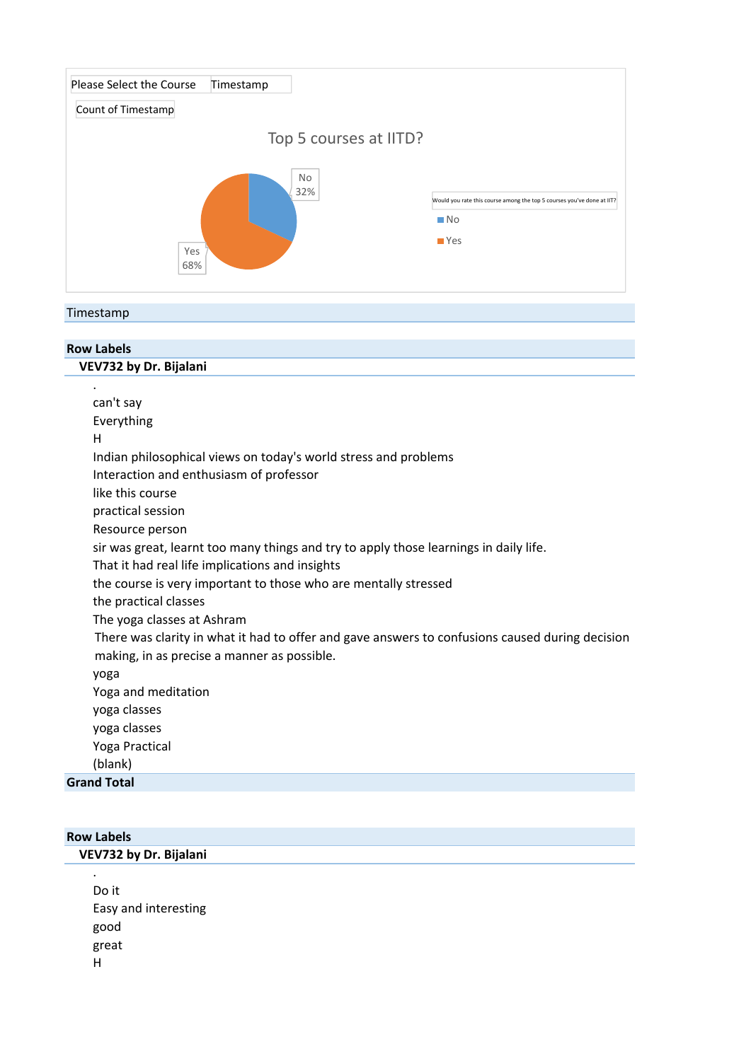| Please Select the Course | Timestamp |
|---|---|

Count of Timestamp

Top 5 courses at IITD?

No 32%

Yes 68%

Would you rate this course among the top 5 courses you've done at IIT?

- No
- Yes

Timestamp

**Row Labels**

**VEV732 by Dr. Bijalani**

.
can't say
Everything
H
Indian philosophical views on today's world stress and problems
Interaction and enthusiasm of professor
like this course
practical session
Resource person
sir was great, learnt too many things and try to apply those learnings in daily life.
That it had real life implications and insights
the course is very important to those who are mentally stressed
the practical classes
The yoga classes at Ashram
There was clarity in what it had to offer and gave answers to confusions caused during decision making, in as precise a manner as possible.
yoga
Yoga and meditation
yoga classes
yoga classes
Yoga Practical
(blank)

**Grand Total**

**Row Labels**

**VEV732 by Dr. Bijalani**

.
Do it
Easy and interesting
good
great
H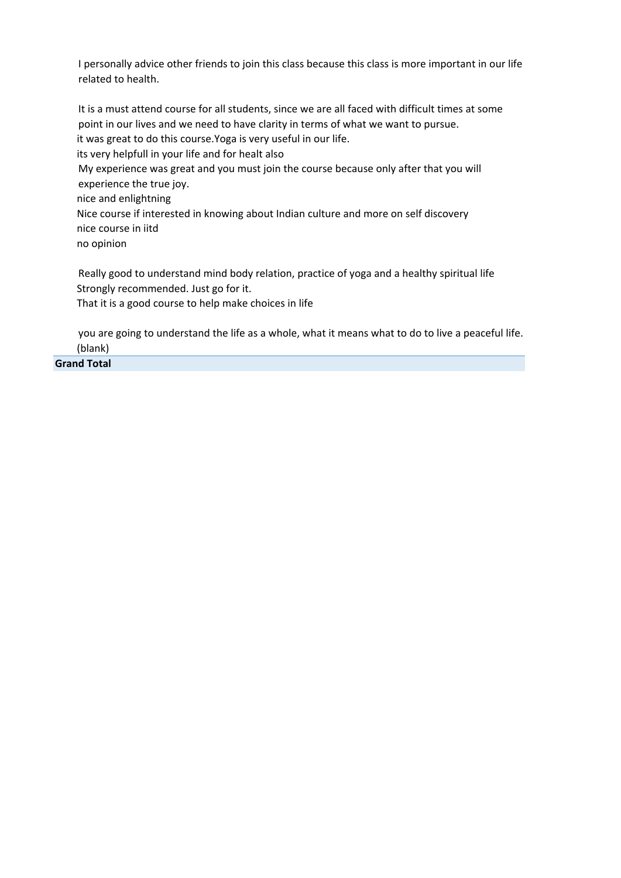I personally advice other friends to join this class because this class is more important in our life related to health.

It is a must attend course for all students, since we are all faced with difficult times at some point in our lives and we need to have clarity in terms of what we want to pursue.

it was great to do this course.Yoga is very useful in our life.

its very helpfull in your life and for healt also

My experience was great and you must join the course because only after that you will experience the true joy.

nice and enlightning

Nice course if interested in knowing about Indian culture and more on self discovery

nice course in iitd

no opinion

Really good to understand mind body relation, practice of yoga and a healthy spiritual life

Strongly recommended. Just go for it.

That it is a good course to help make choices in life

you are going to understand the life as a whole, what it means what to do to live a peaceful life.

(blank)

**Grand Total**